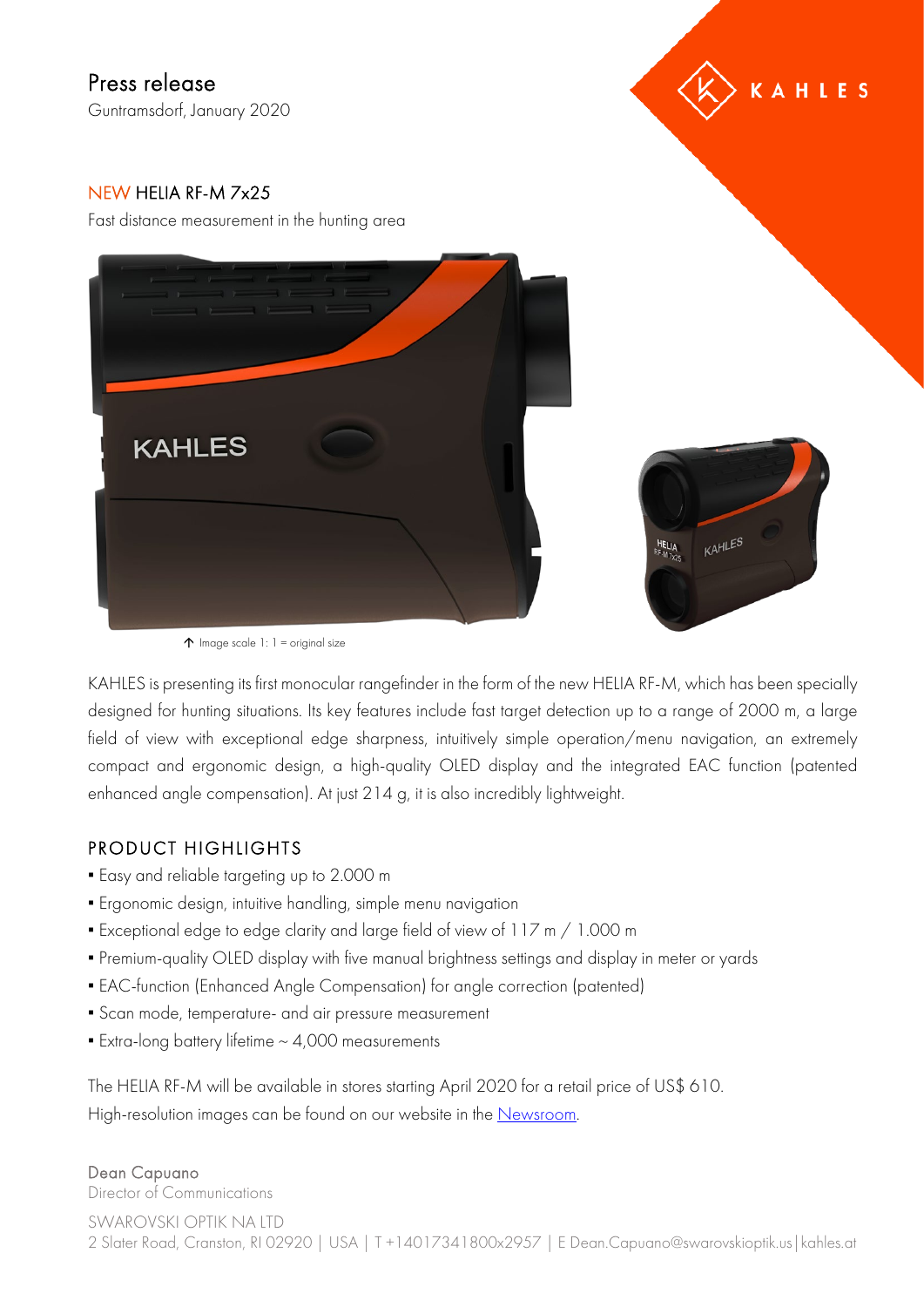# Press release

Guntramsdorf, January 2020

## NEW HELIA RF-M 7x25

Fast distance measurement in the hunting area

↑ Image scale 1: 1 = original size

KAHLES is presenting its first monocular rangefinder in the form of the new HELIA RF-M, which has been specially designed for hunting situations. Its key features include fast target detection up to a range of 2000 m, a large field of view with exceptional edge sharpness, intuitively simple operation/menu navigation, an extremely compact and ergonomic design, a high-quality OLED display and the integrated EAC function (patented enhanced angle compensation). At just 214 g, it is also incredibly lightweight.

## PRODUCT HIGHLIGHTS

- Easy and reliable targeting up to 2.000 m
- Ergonomic design, intuitive handling, simple menu navigation
- Exceptional edge to edge clarity and large field of view of 117 m / 1.000 m
- Premium-quality OLED display with five manual brightness settings and display in meter or yards
- EAC-function (Enhanced Angle Compensation) for angle correction (patented)
- Scan mode, temperature- and air pressure measurement
- Extra-long battery lifetime ~ 4,000 measurements

The HELIA RF-M will be available in stores starting April 2020 for a retail price of US$ 610.
High-resolution images can be found on our website in the Newsroom.

Dean Capuano
Director of Communications

SWAROVSKI OPTIK NA LTD
2 Slater Road, Cranston, RI 02920 | USA | T +14017341800x2957 | E Dean.Capuano@swarovskioptik.us | kahles.at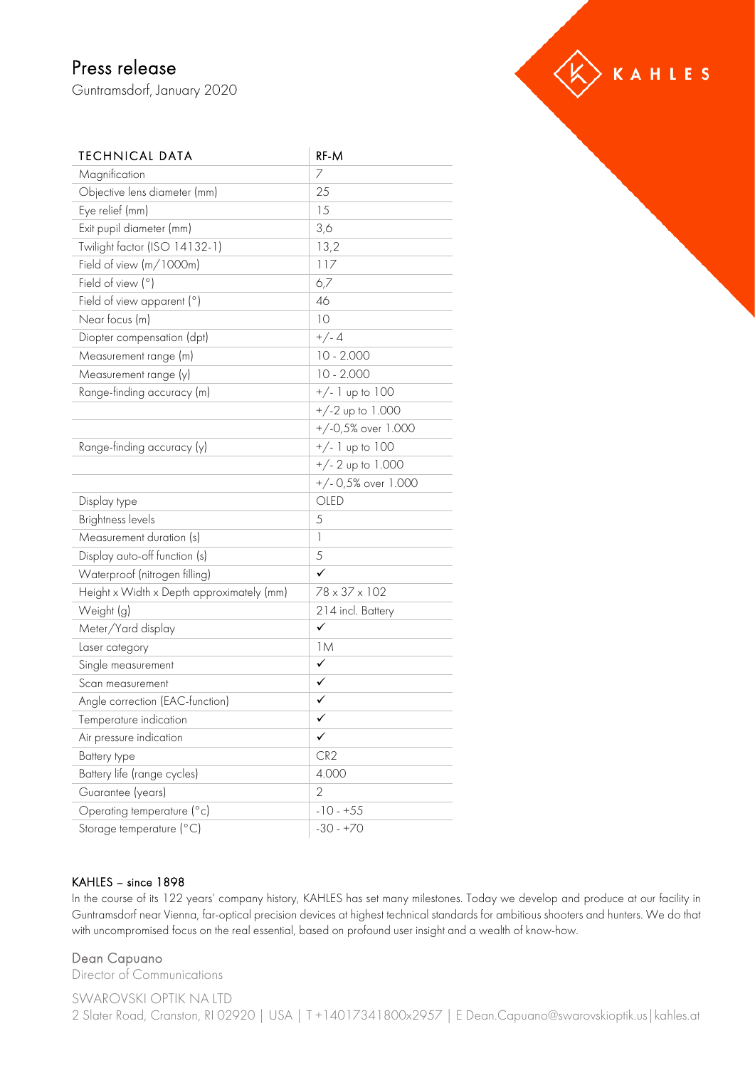# Press release

Guntramsdorf, January 2020

| TECHNICAL DATA | RF-M |
|---|---|
| Magnification | 7 |
| Objective lens diameter (mm) | 25 |
| Eye relief (mm) | 15 |
| Exit pupil diameter (mm) | 3,6 |
| Twilight factor (ISO 14132-1) | 13,2 |
| Field of view (m/1000m) | 117 |
| Field of view (°) | 6,7 |
| Field of view apparent (°) | 46 |
| Near focus (m) | 10 |
| Diopter compensation (dpt) | +/- 4 |
| Measurement range (m) | 10 - 2.000 |
| Measurement range (y) | 10 - 2.000 |
| Range-finding accuracy (m) | +/- 1 up to 100 |
| | +/-2 up to 1.000 |
| | +/-0,5% over 1.000 |
| Range-finding accuracy (y) | +/- 1 up to 100 |
| | +/- 2 up to 1.000 |
| | +/- 0,5% over 1.000 |
| Display type | OLED |
| Brightness levels | 5 |
| Measurement duration (s) | 1 |
| Display auto-off function (s) | 5 |
| Waterproof (nitrogen filling) | ✓ |
| Height x Width x Depth approximately (mm) | 78 x 37 x 102 |
| Weight (g) | 214 incl. Battery |
| Meter/Yard display | ✓ |
| Laser category | 1M |
| Single measurement | ✓ |
| Scan measurement | ✓ |
| Angle correction (EAC-function) | ✓ |
| Temperature indication | ✓ |
| Air pressure indication | ✓ |
| Battery type | CR2 |
| Battery life (range cycles) | 4.000 |
| Guarantee (years) | 2 |
| Operating temperature (°c) | -10 - +55 |
| Storage temperature (°C) | -30 - +70 |

**KAHLES – since 1898**

In the course of its 122 years' company history, KAHLES has set many milestones. Today we develop and produce at our facility in Guntramsdorf near Vienna, far-optical precision devices at highest technical standards for ambitious shooters and hunters. We do that with uncompromised focus on the real essential, based on profound user insight and a wealth of know-how.

Dean Capuano
Director of Communications

SWAROVSKI OPTIK NA LTD
2 Slater Road, Cranston, RI 02920 | USA | T +14017341800x2957 | E Dean.Capuano@swarovskioptik.us | kahles.at